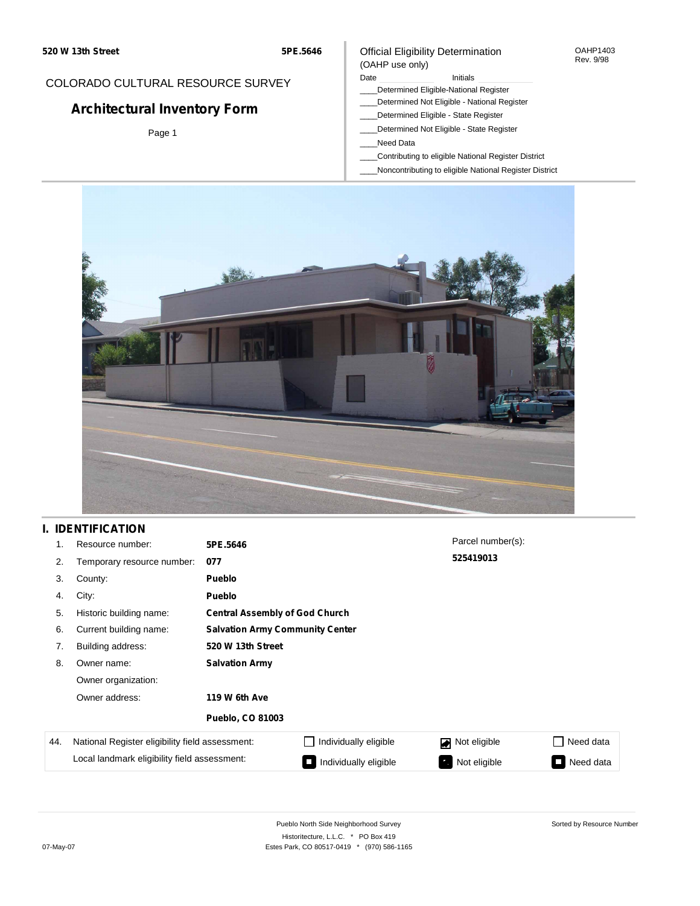520 W 13th Street

5PE.5646

COLORADO CULTURAL RESOURCE SURVEY

# Architectural Inventory Form

Official Eligibility Determination
(OAHP use only)

OAHP1403
Rev. 9/98

Date Initials

____Determined Eligible-National Register
____Determined Not Eligible - National Register
____Determined Eligible - State Register
____Determined Not Eligible - State Register
____Need Data
____Contributing to eligible National Register District
____Noncontributing to eligible National Register District

## I. IDENTIFICATION

1. Resource number: **5PE.5646**
2. Temporary resource number: **077**
3. County: **Pueblo**
4. City: **Pueblo**
5. Historic building name: **Central Assembly of God Church**
6. Current building name: **Salvation Army Community Center**
7. Building address: **520 W 13th Street**
8. Owner name: **Salvation Army**
   Owner organization:
   Owner address: **119 W 6th Ave**
   **Pueblo, CO 81003**

Parcel number(s):
**525419013**

| 44. | National Register eligibility field assessment: | ☐ Individually eligible | ☑ Not eligible | ☐ Need data |
|---|---|---|---|---|
| | Local landmark eligibility field assessment: | ☐ Individually eligible | ☑ Not eligible | ☐ Need data |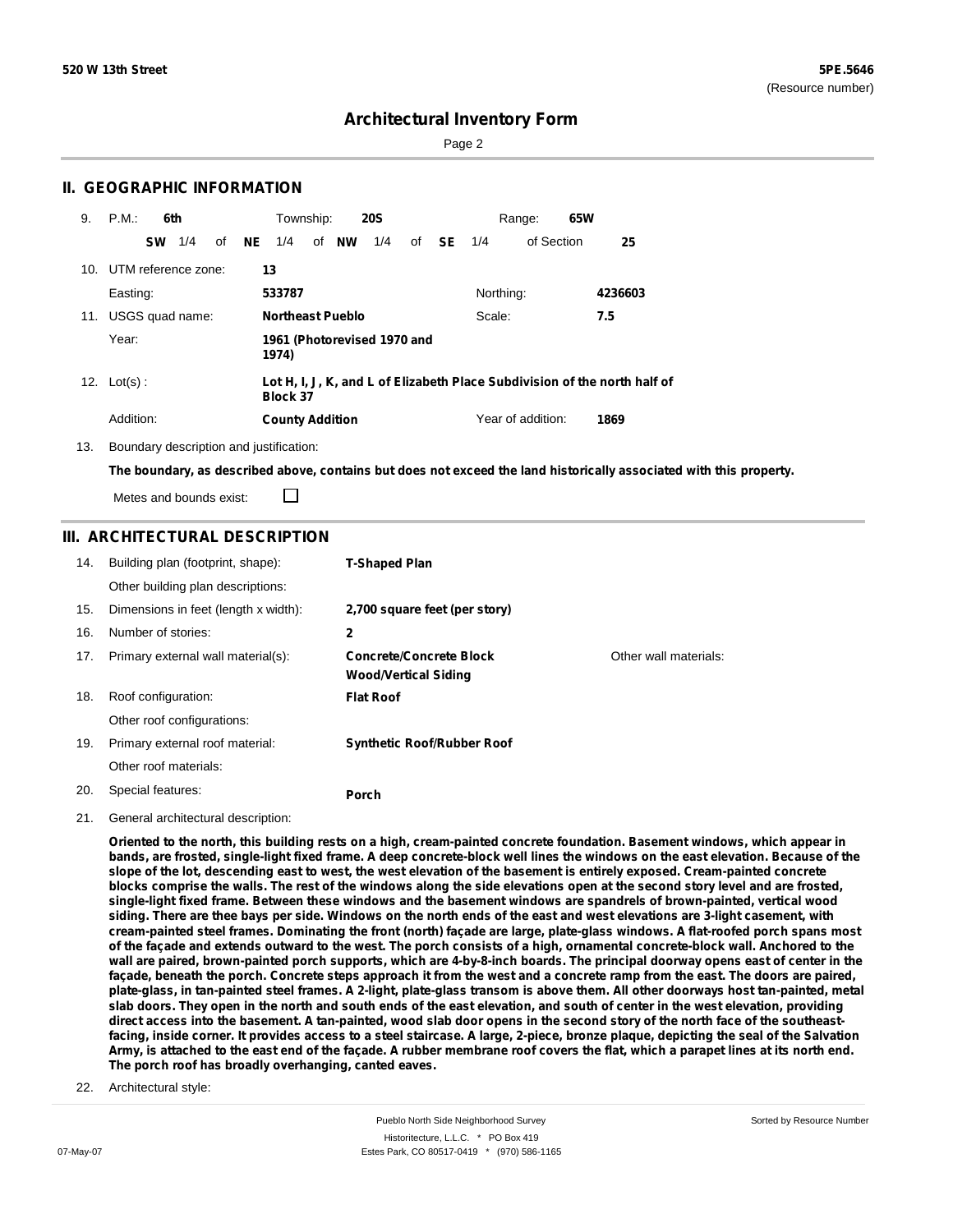520 W 13th Street

5PE.5646
(Resource number)

# Architectural Inventory Form

## II. GEOGRAPHIC INFORMATION

9. P.M.: **6th** Township: **20S** Range: **65W**
   **SW** 1/4 of **NE** 1/4 of **NW** 1/4 of **SE** 1/4 of Section **25**

10. UTM reference zone: **13**
    Easting: **533787** Northing: **4236603**

11. USGS quad name: **Northeast Pueblo** Scale: **7.5**
    Year: **1961 (Photorevised 1970 and 1974)**

12. Lot(s) : **Lot H, I, J, K, and L of Elizabeth Place Subdivision of the north half of Block 37**
    Addition: **County Addition** Year of addition: **1869**

13. Boundary description and justification:
    **The boundary, as described above, contains but does not exceed the land historically associated with this property.**
    Metes and bounds exist: ☐

## III. ARCHITECTURAL DESCRIPTION

14. Building plan (footprint, shape): **T-Shaped Plan**
    Other building plan descriptions:
15. Dimensions in feet (length x width): **2,700 square feet (per story)**
16. Number of stories: **2**
17. Primary external wall material(s): **Concrete/Concrete Block**, **Wood/Vertical Siding** Other wall materials:
18. Roof configuration: **Flat Roof**
    Other roof configurations:
19. Primary external roof material: **Synthetic Roof/Rubber Roof**
    Other roof materials:
20. Special features: **Porch**
21. General architectural description:

**Oriented to the north, this building rests on a high, cream-painted concrete foundation. Basement windows, which appear in bands, are frosted, single-light fixed frame. A deep concrete-block well lines the windows on the east elevation. Because of the slope of the lot, descending east to west, the west elevation of the basement is entirely exposed. Cream-painted concrete blocks comprise the walls. The rest of the windows along the side elevations open at the second story level and are frosted, single-light fixed frame. Between these windows and the basement windows are spandrels of brown-painted, vertical wood siding. There are thee bays per side. Windows on the north ends of the east and west elevations are 3-light casement, with cream-painted steel frames. Dominating the front (north) façade are large, plate-glass windows. A flat-roofed porch spans most of the façade and extends outward to the west. The porch consists of a high, ornamental concrete-block wall. Anchored to the wall are paired, brown-painted porch supports, which are 4-by-8-inch boards. The principal doorway opens east of center in the façade, beneath the porch. Concrete steps approach it from the west and a concrete ramp from the east. The doors are paired, plate-glass, in tan-painted steel frames. A 2-light, plate-glass transom is above them. All other doorways host tan-painted, metal slab doors. They open in the north and south ends of the east elevation, and south of center in the west elevation, providing direct access into the basement. A tan-painted, wood slab door opens in the second story of the north face of the southeast-facing, inside corner. It provides access to a steel staircase. A large, 2-piece, bronze plaque, depicting the seal of the Salvation Army, is attached to the east end of the façade. A rubber membrane roof covers the flat, which a parapet lines at its north end. The porch roof has broadly overhanging, canted eaves.**

22. Architectural style: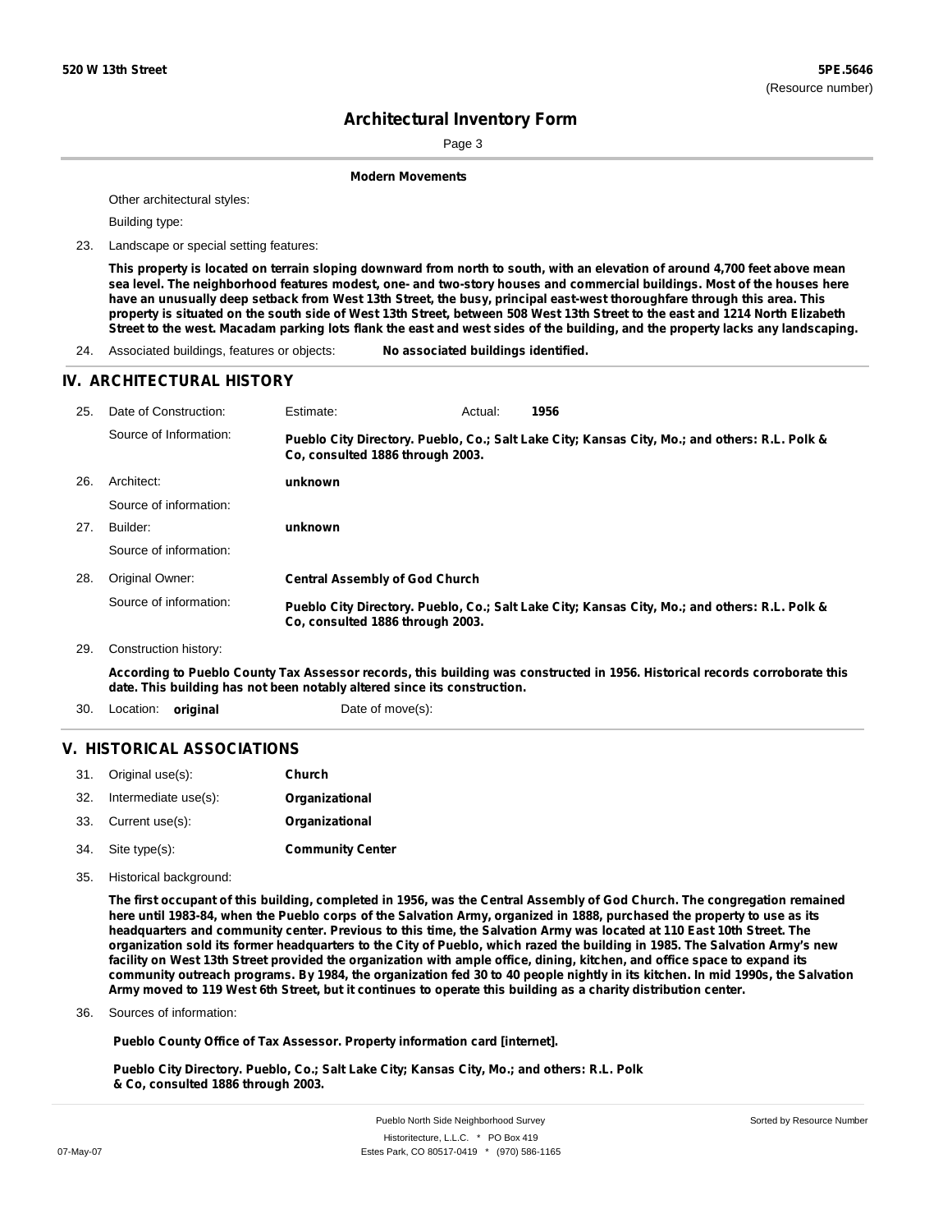**Modern Movements**

Other architectural styles:

Building type:

23. Landscape or special setting features:

**This property is located on terrain sloping downward from north to south, with an elevation of around 4,700 feet above mean sea level. The neighborhood features modest, one- and two-story houses and commercial buildings. Most of the houses here have an unusually deep setback from West 13th Street, the busy, principal east-west thoroughfare through this area. This property is situated on the south side of West 13th Street, between 508 West 13th Street to the east and 1214 North Elizabeth Street to the west. Macadam parking lots flank the east and west sides of the building, and the property lacks any landscaping.**

24. Associated buildings, features or objects: **No associated buildings identified.**

## IV. ARCHITECTURAL HISTORY

25. Date of Construction: Estimate: Actual: **1956**

Source of Information: **Pueblo City Directory. Pueblo, Co.; Salt Lake City; Kansas City, Mo.; and others: R.L. Polk & Co, consulted 1886 through 2003.**

26. Architect: **unknown**

Source of information:

27. Builder: **unknown**

Source of information:

28. Original Owner: **Central Assembly of God Church**

Source of information: **Pueblo City Directory. Pueblo, Co.; Salt Lake City; Kansas City, Mo.; and others: R.L. Polk & Co, consulted 1886 through 2003.**

29. Construction history:

**According to Pueblo County Tax Assessor records, this building was constructed in 1956. Historical records corroborate this date. This building has not been notably altered since its construction.**

30. Location: **original** Date of move(s):

## V. HISTORICAL ASSOCIATIONS

31. Original use(s): **Church**
32. Intermediate use(s): **Organizational**
33. Current use(s): **Organizational**
34. Site type(s): **Community Center**
35. Historical background:

**The first occupant of this building, completed in 1956, was the Central Assembly of God Church. The congregation remained here until 1983-84, when the Pueblo corps of the Salvation Army, organized in 1888, purchased the property to use as its headquarters and community center. Previous to this time, the Salvation Army was located at 110 East 10th Street. The organization sold its former headquarters to the City of Pueblo, which razed the building in 1985. The Salvation Army's new facility on West 13th Street provided the organization with ample office, dining, kitchen, and office space to expand its community outreach programs. By 1984, the organization fed 30 to 40 people nightly in its kitchen. In mid 1990s, the Salvation Army moved to 119 West 6th Street, but it continues to operate this building as a charity distribution center.**

36. Sources of information:

**Pueblo County Office of Tax Assessor. Property information card [internet].**

**Pueblo City Directory. Pueblo, Co.; Salt Lake City; Kansas City, Mo.; and others: R.L. Polk & Co, consulted 1886 through 2003.**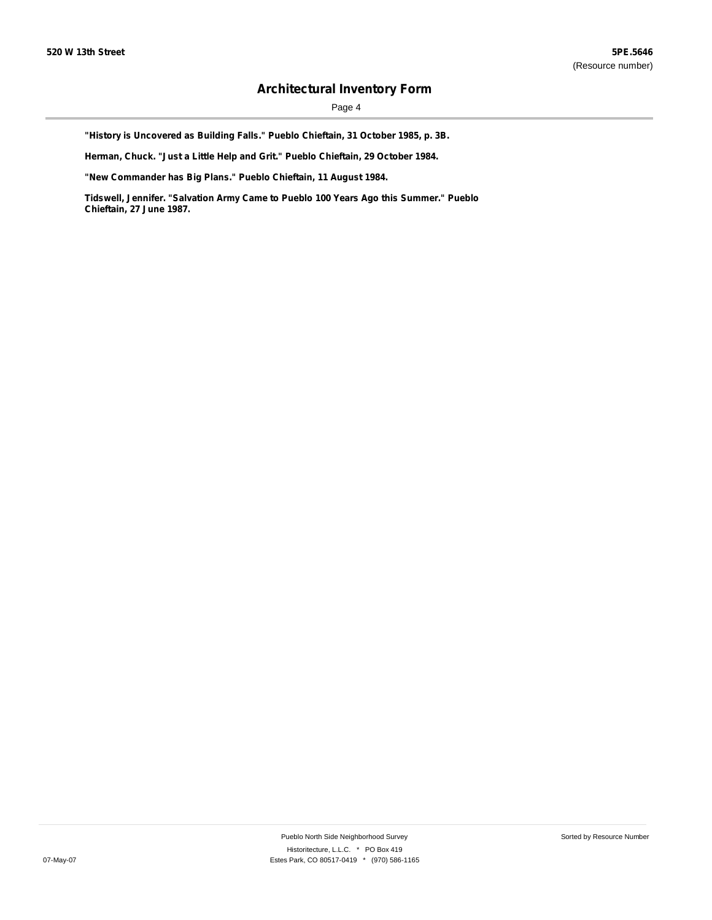**"History is Uncovered as Building Falls." Pueblo Chieftain, 31 October 1985, p. 3B.**

**Herman, Chuck. "Just a Little Help and Grit." Pueblo Chieftain, 29 October 1984.**

**"New Commander has Big Plans." Pueblo Chieftain, 11 August 1984.**

**Tidswell, Jennifer. "Salvation Army Came to Pueblo 100 Years Ago this Summer." Pueblo Chieftain, 27 June 1987.**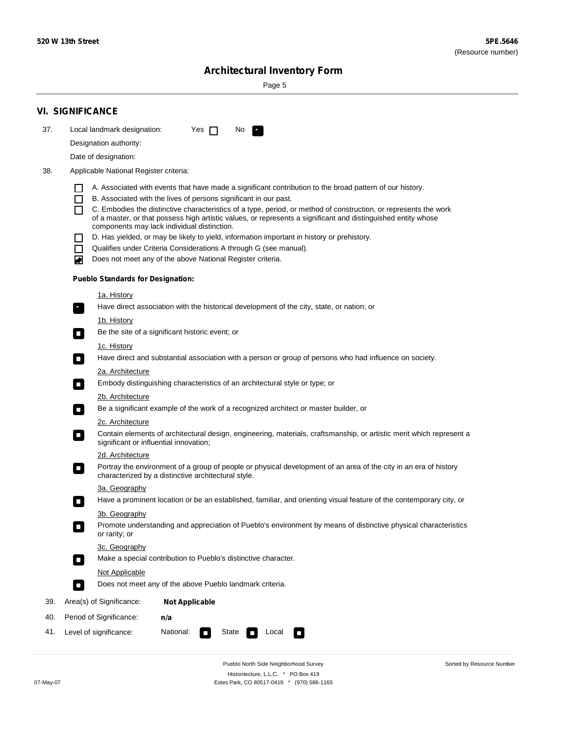## VI. SIGNIFICANCE

37. Local landmark designation: Yes ☐ No ☑

Designation authority:

Date of designation:

38. Applicable National Register criteria:

- ☐ A. Associated with events that have made a significant contribution to the broad pattern of our history.
- ☐ B. Associated with the lives of persons significant in our past.
- ☐ C. Embodies the distinctive characteristics of a type, period, or method of construction, or represents the work of a master, or that possess high artistic values, or represents a significant and distinguished entity whose components may lack individual distinction.
- ☐ D. Has yielded, or may be likely to yield, information important in history or prehistory.
- ☐ Qualifies under Criteria Considerations A through G (see manual).
- ☑ Does not meet any of the above National Register criteria.

**Pueblo Standards for Designation:**

1a. History
- ☑ Have direct association with the historical development of the city, state, or nation; or

1b. History
- ☐ Be the site of a significant historic event; or

1c. History
- ☐ Have direct and substantial association with a person or group of persons who had influence on society.

2a. Architecture
- ☐ Embody distinguishing characteristics of an architectural style or type; or

2b. Architecture
- ☐ Be a significant example of the work of a recognized architect or master builder, or

2c. Architecture
- ☐ Contain elements of architectural design, engineering, materials, craftsmanship, or artistic merit which represent a significant or influential innovation;

2d. Architecture
- ☐ Portray the environment of a group of people or physical development of an area of the city in an era of history characterized by a distinctive architectural style.

3a. Geography
- ☐ Have a prominent location or be an established, familiar, and orienting visual feature of the contemporary city, or

3b. Geography
- ☐ Promote understanding and appreciation of Pueblo's environment by means of distinctive physical characteristics or rarity; or

3c. Geography
- ☐ Make a special contribution to Pueblo's distinctive character.

Not Applicable
- ☐ Does not meet any of the above Pueblo landmark criteria.

39. Area(s) of Significance: **Not Applicable**

40. Period of Significance: **n/a**

41. Level of significance: National: ☐ State ☐ Local ☐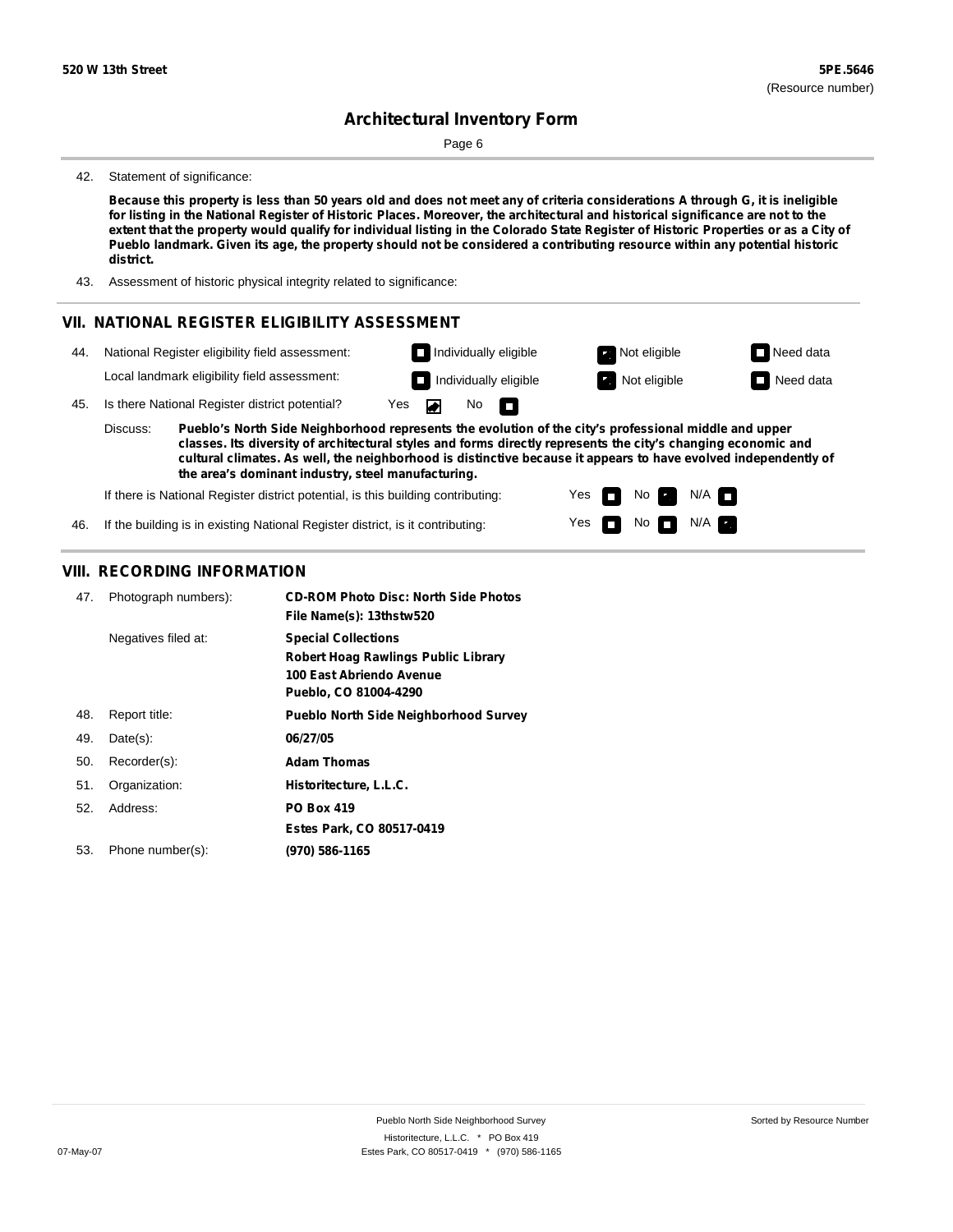**520 W 13th Street** **5PE.5646**
(Resource number)

# Architectural Inventory Form

42. Statement of significance:

**Because this property is less than 50 years old and does not meet any of criteria considerations A through G, it is ineligible for listing in the National Register of Historic Places. Moreover, the architectural and historical significance are not to the extent that the property would qualify for individual listing in the Colorado State Register of Historic Properties or as a City of Pueblo landmark. Given its age, the property should not be considered a contributing resource within any potential historic district.**

43. Assessment of historic physical integrity related to significance:

## VII. NATIONAL REGISTER ELIGIBILITY ASSESSMENT

44. National Register eligibility field assessment: Individually eligible / **Not eligible** [checked] / Need data

Local landmark eligibility field assessment: Individually eligible / **Not eligible** [checked] / Need data

45. Is there National Register district potential? **Yes** [checked] / No

Discuss: **Pueblo's North Side Neighborhood represents the evolution of the city's professional middle and upper classes. Its diversity of architectural styles and forms directly represents the city's changing economic and cultural climates. As well, the neighborhood is distinctive because it appears to have evolved independently of the area's dominant industry, steel manufacturing.**

If there is National Register district potential, is this building contributing: Yes / **No** [checked] / N/A

46. If the building is in existing National Register district, is it contributing: Yes / No / **N/A** [checked]

## VIII. RECORDING INFORMATION

47. Photograph numbers): **CD-ROM Photo Disc: North Side Photos**
**File Name(s): 13thstw520**

Negatives filed at: **Special Collections**
**Robert Hoag Rawlings Public Library**
**100 East Abriendo Avenue**
**Pueblo, CO 81004-4290**

48. Report title: **Pueblo North Side Neighborhood Survey**

49. Date(s): **06/27/05**

50. Recorder(s): **Adam Thomas**

51. Organization: **Historitecture, L.L.C.**

52. Address: **PO Box 419**
**Estes Park, CO 80517-0419**

53. Phone number(s): **(970) 586-1165**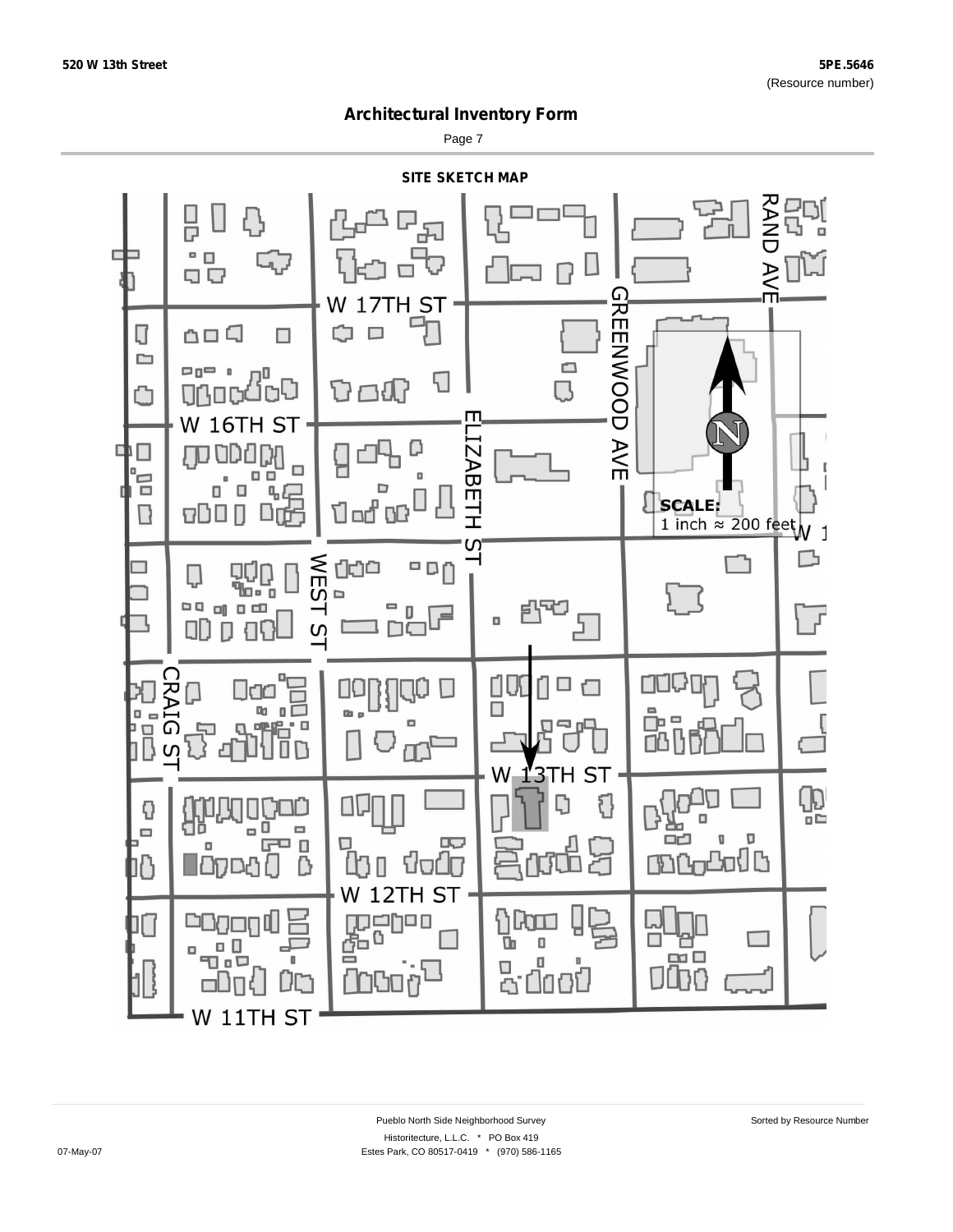## Architectural Inventory Form

### SITE SKETCH MAP

W 17TH ST

W 16TH ST

W 13TH ST

W 12TH ST

W 11TH ST

RAND AVE

GREENWOOD AVE

ELIZABETH ST

WEST ST

CRAIG ST

N

SCALE:
1 inch ≈ 200 feet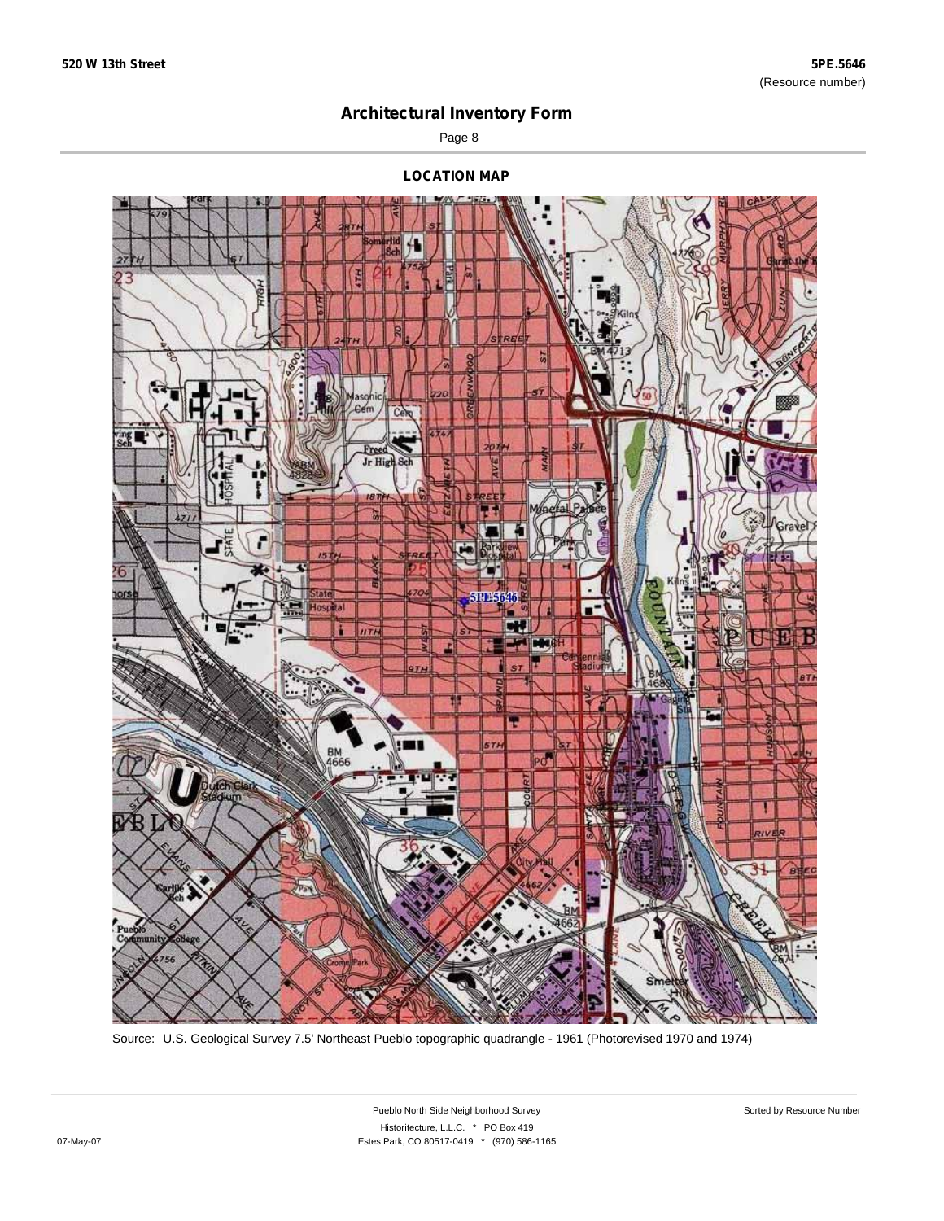**520 W 13th Street**

**5PE.5646**
(Resource number)

# Architectural Inventory Form

## LOCATION MAP

Source: U.S. Geological Survey 7.5' Northeast Pueblo topographic quadrangle - 1961 (Photorevised 1970 and 1974)

Pueblo North Side Neighborhood Survey
Historitecture, L.L.C. * PO Box 419
Estes Park, CO 80517-0419 * (970) 586-1165

Sorted by Resource Number

07-May-07